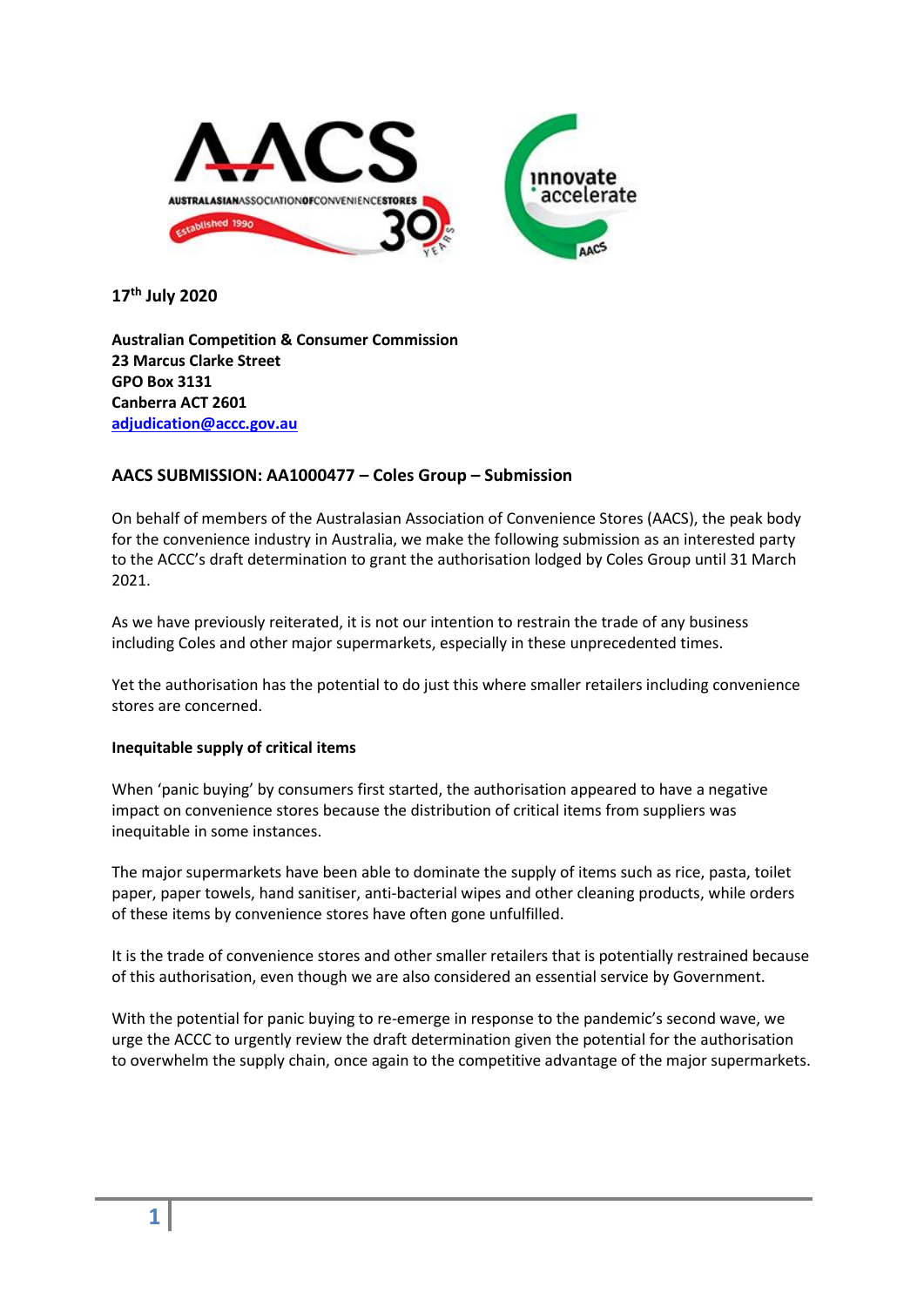**17th July 2020**

**Australian Competition & Consumer Commission**
**23 Marcus Clarke Street**
**GPO Box 3131**
**Canberra ACT 2601**
**adjudication@accc.gov.au**

## AACS SUBMISSION: AA1000477 – Coles Group – Submission

On behalf of members of the Australasian Association of Convenience Stores (AACS), the peak body for the convenience industry in Australia, we make the following submission as an interested party to the ACCC's draft determination to grant the authorisation lodged by Coles Group until 31 March 2021.

As we have previously reiterated, it is not our intention to restrain the trade of any business including Coles and other major supermarkets, especially in these unprecedented times.

Yet the authorisation has the potential to do just this where smaller retailers including convenience stores are concerned.

### Inequitable supply of critical items

When 'panic buying' by consumers first started, the authorisation appeared to have a negative impact on convenience stores because the distribution of critical items from suppliers was inequitable in some instances.

The major supermarkets have been able to dominate the supply of items such as rice, pasta, toilet paper, paper towels, hand sanitiser, anti-bacterial wipes and other cleaning products, while orders of these items by convenience stores have often gone unfulfilled.

It is the trade of convenience stores and other smaller retailers that is potentially restrained because of this authorisation, even though we are also considered an essential service by Government.

With the potential for panic buying to re-emerge in response to the pandemic's second wave, we urge the ACCC to urgently review the draft determination given the potential for the authorisation to overwhelm the supply chain, once again to the competitive advantage of the major supermarkets.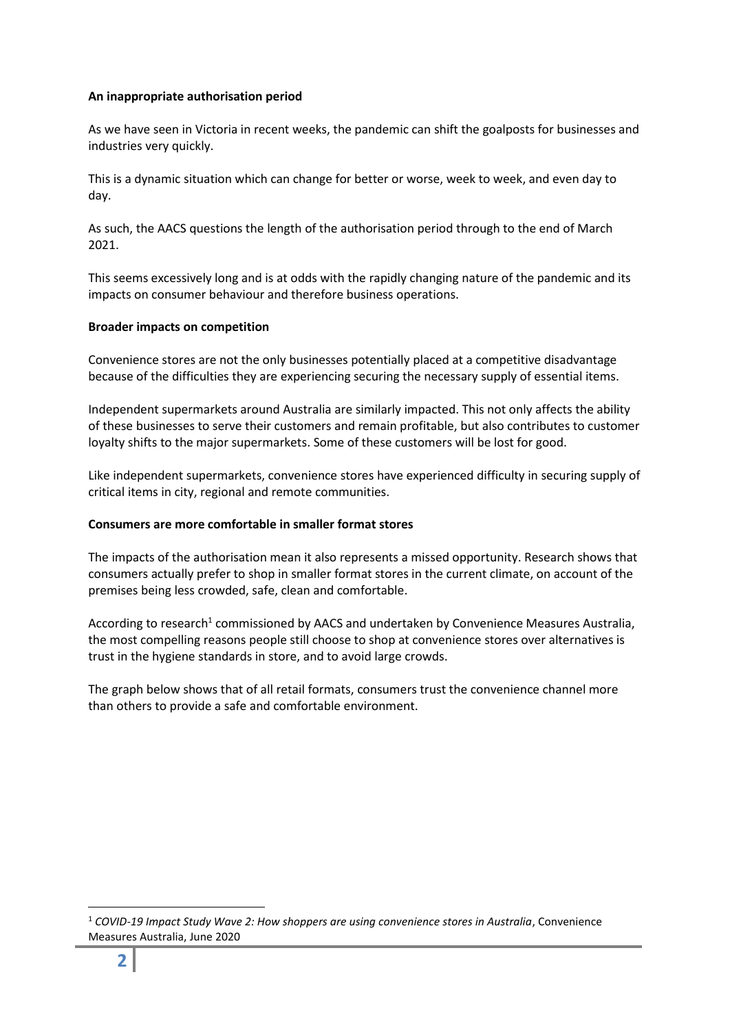**An inappropriate authorisation period**

As we have seen in Victoria in recent weeks, the pandemic can shift the goalposts for businesses and industries very quickly.

This is a dynamic situation which can change for better or worse, week to week, and even day to day.

As such, the AACS questions the length of the authorisation period through to the end of March 2021.

This seems excessively long and is at odds with the rapidly changing nature of the pandemic and its impacts on consumer behaviour and therefore business operations.

**Broader impacts on competition**

Convenience stores are not the only businesses potentially placed at a competitive disadvantage because of the difficulties they are experiencing securing the necessary supply of essential items.

Independent supermarkets around Australia are similarly impacted. This not only affects the ability of these businesses to serve their customers and remain profitable, but also contributes to customer loyalty shifts to the major supermarkets. Some of these customers will be lost for good.

Like independent supermarkets, convenience stores have experienced difficulty in securing supply of critical items in city, regional and remote communities.

**Consumers are more comfortable in smaller format stores**

The impacts of the authorisation mean it also represents a missed opportunity. Research shows that consumers actually prefer to shop in smaller format stores in the current climate, on account of the premises being less crowded, safe, clean and comfortable.

According to research[1] commissioned by AACS and undertaken by Convenience Measures Australia, the most compelling reasons people still choose to shop at convenience stores over alternatives is trust in the hygiene standards in store, and to avoid large crowds.

The graph below shows that of all retail formats, consumers trust the convenience channel more than others to provide a safe and comfortable environment.

[1] *COVID-19 Impact Study Wave 2: How shoppers are using convenience stores in Australia*, Convenience Measures Australia, June 2020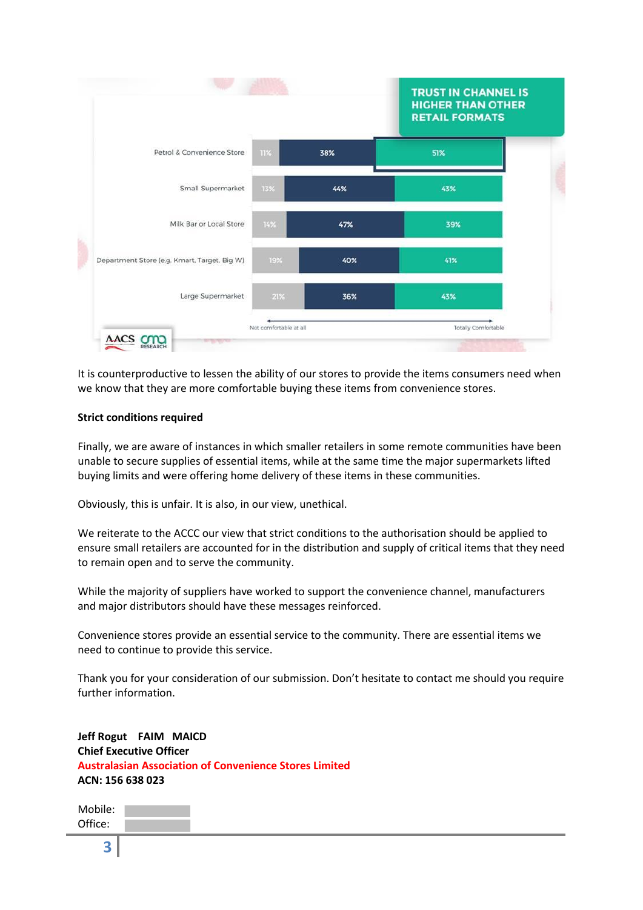**TRUST IN CHANNEL IS HIGHER THAN OTHER RETAIL FORMATS**

| | Not comfortable at all | | Totally Comfortable |
|---|---|---|---|
| Petrol & Convenience Store | 11% | 38% | 51% |
| Small Supermarket | 13% | 44% | 43% |
| Milk Bar or Local Store | 14% | 47% | 39% |
| Department Store (e.g. Kmart, Target, Big W) | 19% | 40% | 41% |
| Large Supermarket | 21% | 36% | 43% |

AACS cmo RESEARCH

It is counterproductive to lessen the ability of our stores to provide the items consumers need when we know that they are more comfortable buying these items from convenience stores.

**Strict conditions required**

Finally, we are aware of instances in which smaller retailers in some remote communities have been unable to secure supplies of essential items, while at the same time the major supermarkets lifted buying limits and were offering home delivery of these items in these communities.

Obviously, this is unfair. It is also, in our view, unethical.

We reiterate to the ACCC our view that strict conditions to the authorisation should be applied to ensure small retailers are accounted for in the distribution and supply of critical items that they need to remain open and to serve the community.

While the majority of suppliers have worked to support the convenience channel, manufacturers and major distributors should have these messages reinforced.

Convenience stores provide an essential service to the community. There are essential items we need to continue to provide this service.

Thank you for your consideration of our submission. Don't hesitate to contact me should you require further information.

**Jeff Rogut FAIM MAICD**
**Chief Executive Officer**
**Australasian Association of Convenience Stores Limited**
**ACN: 156 638 023**

Mobile:
Office: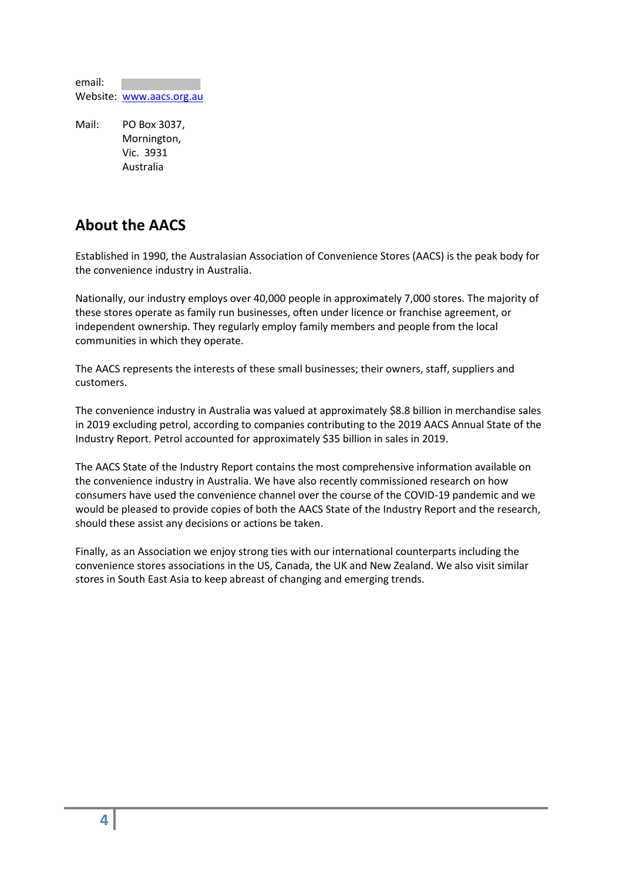email:

Website: www.aacs.org.au

Mail: PO Box 3037,
Mornington,
Vic. 3931
Australia

## About the AACS

Established in 1990, the Australasian Association of Convenience Stores (AACS) is the peak body for the convenience industry in Australia.

Nationally, our industry employs over 40,000 people in approximately 7,000 stores. The majority of these stores operate as family run businesses, often under licence or franchise agreement, or independent ownership. They regularly employ family members and people from the local communities in which they operate.

The AACS represents the interests of these small businesses; their owners, staff, suppliers and customers.

The convenience industry in Australia was valued at approximately $8.8 billion in merchandise sales in 2019 excluding petrol, according to companies contributing to the 2019 AACS Annual State of the Industry Report. Petrol accounted for approximately $35 billion in sales in 2019.

The AACS State of the Industry Report contains the most comprehensive information available on the convenience industry in Australia. We have also recently commissioned research on how consumers have used the convenience channel over the course of the COVID-19 pandemic and we would be pleased to provide copies of both the AACS State of the Industry Report and the research, should these assist any decisions or actions be taken.

Finally, as an Association we enjoy strong ties with our international counterparts including the convenience stores associations in the US, Canada, the UK and New Zealand. We also visit similar stores in South East Asia to keep abreast of changing and emerging trends.